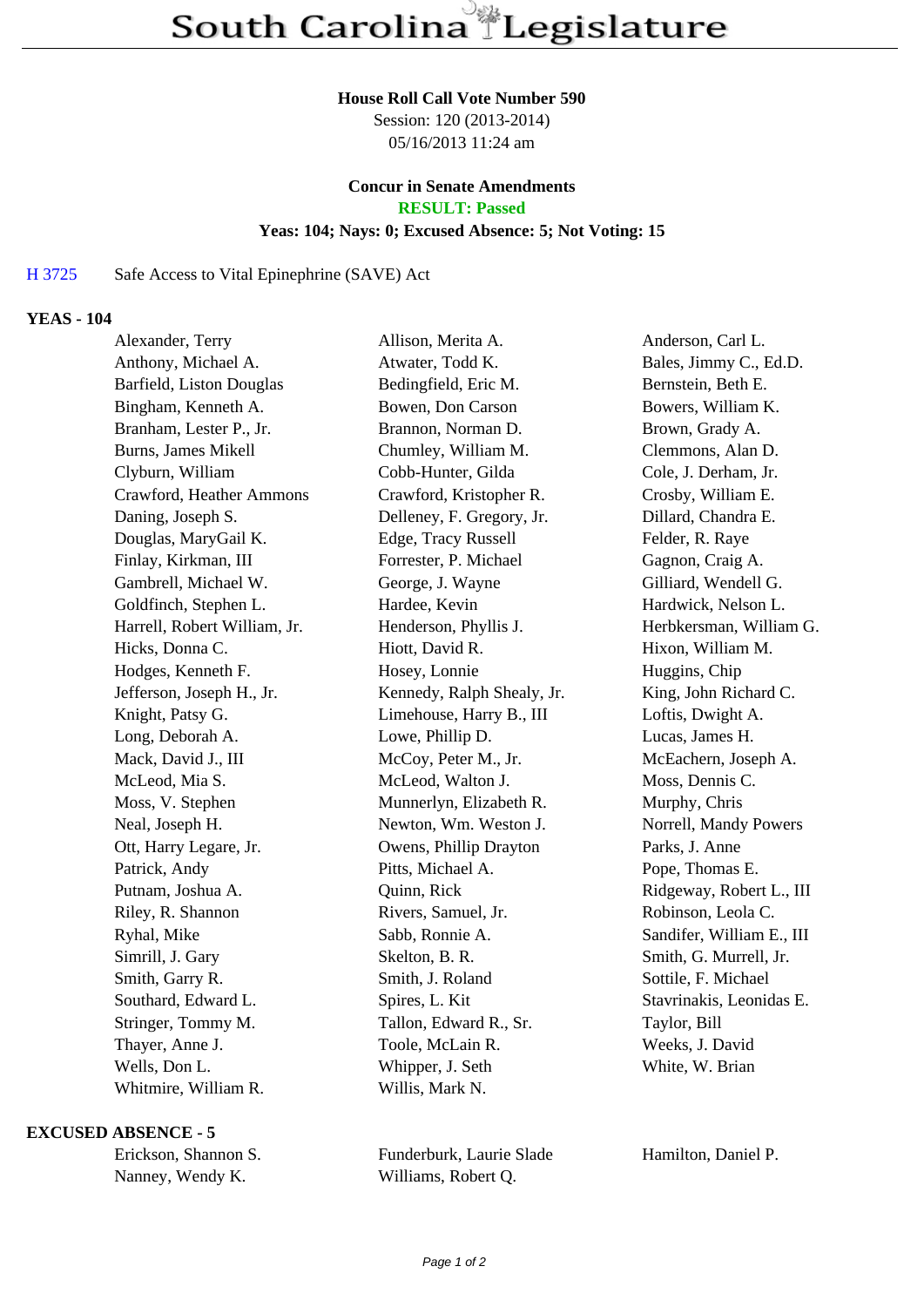# South Carolina Legislature

**House Roll Call Vote Number 590**
Session: 120 (2013-2014)
05/16/2013 11:24 am

**Concur in Senate Amendments**
**RESULT: Passed**
**Yeas: 104; Nays: 0; Excused Absence: 5; Not Voting: 15**

H 3725 Safe Access to Vital Epinephrine (SAVE) Act

**YEAS - 104**

| | | |
|---|---|---|
| Alexander, Terry | Allison, Merita A. | Anderson, Carl L. |
| Anthony, Michael A. | Atwater, Todd K. | Bales, Jimmy C., Ed.D. |
| Barfield, Liston Douglas | Bedingfield, Eric M. | Bernstein, Beth E. |
| Bingham, Kenneth A. | Bowen, Don Carson | Bowers, William K. |
| Branham, Lester P., Jr. | Brannon, Norman D. | Brown, Grady A. |
| Burns, James Mikell | Chumley, William M. | Clemmons, Alan D. |
| Clyburn, William | Cobb-Hunter, Gilda | Cole, J. Derham, Jr. |
| Crawford, Heather Ammons | Crawford, Kristopher R. | Crosby, William E. |
| Daning, Joseph S. | Delleney, F. Gregory, Jr. | Dillard, Chandra E. |
| Douglas, MaryGail K. | Edge, Tracy Russell | Felder, R. Raye |
| Finlay, Kirkman, III | Forrester, P. Michael | Gagnon, Craig A. |
| Gambrell, Michael W. | George, J. Wayne | Gilliard, Wendell G. |
| Goldfinch, Stephen L. | Hardee, Kevin | Hardwick, Nelson L. |
| Harrell, Robert William, Jr. | Henderson, Phyllis J. | Herbkersman, William G. |
| Hicks, Donna C. | Hiott, David R. | Hixon, William M. |
| Hodges, Kenneth F. | Hosey, Lonnie | Huggins, Chip |
| Jefferson, Joseph H., Jr. | Kennedy, Ralph Shealy, Jr. | King, John Richard C. |
| Knight, Patsy G. | Limehouse, Harry B., III | Loftis, Dwight A. |
| Long, Deborah A. | Lowe, Phillip D. | Lucas, James H. |
| Mack, David J., III | McCoy, Peter M., Jr. | McEachern, Joseph A. |
| McLeod, Mia S. | McLeod, Walton J. | Moss, Dennis C. |
| Moss, V. Stephen | Munnerlyn, Elizabeth R. | Murphy, Chris |
| Neal, Joseph H. | Newton, Wm. Weston J. | Norrell, Mandy Powers |
| Ott, Harry Legare, Jr. | Owens, Phillip Drayton | Parks, J. Anne |
| Patrick, Andy | Pitts, Michael A. | Pope, Thomas E. |
| Putnam, Joshua A. | Quinn, Rick | Ridgeway, Robert L., III |
| Riley, R. Shannon | Rivers, Samuel, Jr. | Robinson, Leola C. |
| Ryhal, Mike | Sabb, Ronnie A. | Sandifer, William E., III |
| Simrill, J. Gary | Skelton, B. R. | Smith, G. Murrell, Jr. |
| Smith, Garry R. | Smith, J. Roland | Sottile, F. Michael |
| Southard, Edward L. | Spires, L. Kit | Stavrinakis, Leonidas E. |
| Stringer, Tommy M. | Tallon, Edward R., Sr. | Taylor, Bill |
| Thayer, Anne J. | Toole, McLain R. | Weeks, J. David |
| Wells, Don L. | Whipper, J. Seth | White, W. Brian |
| Whitmire, William R. | Willis, Mark N. | |

**EXCUSED ABSENCE - 5**

| | | |
|---|---|---|
| Erickson, Shannon S. | Funderburk, Laurie Slade | Hamilton, Daniel P. |
| Nanney, Wendy K. | Williams, Robert Q. | |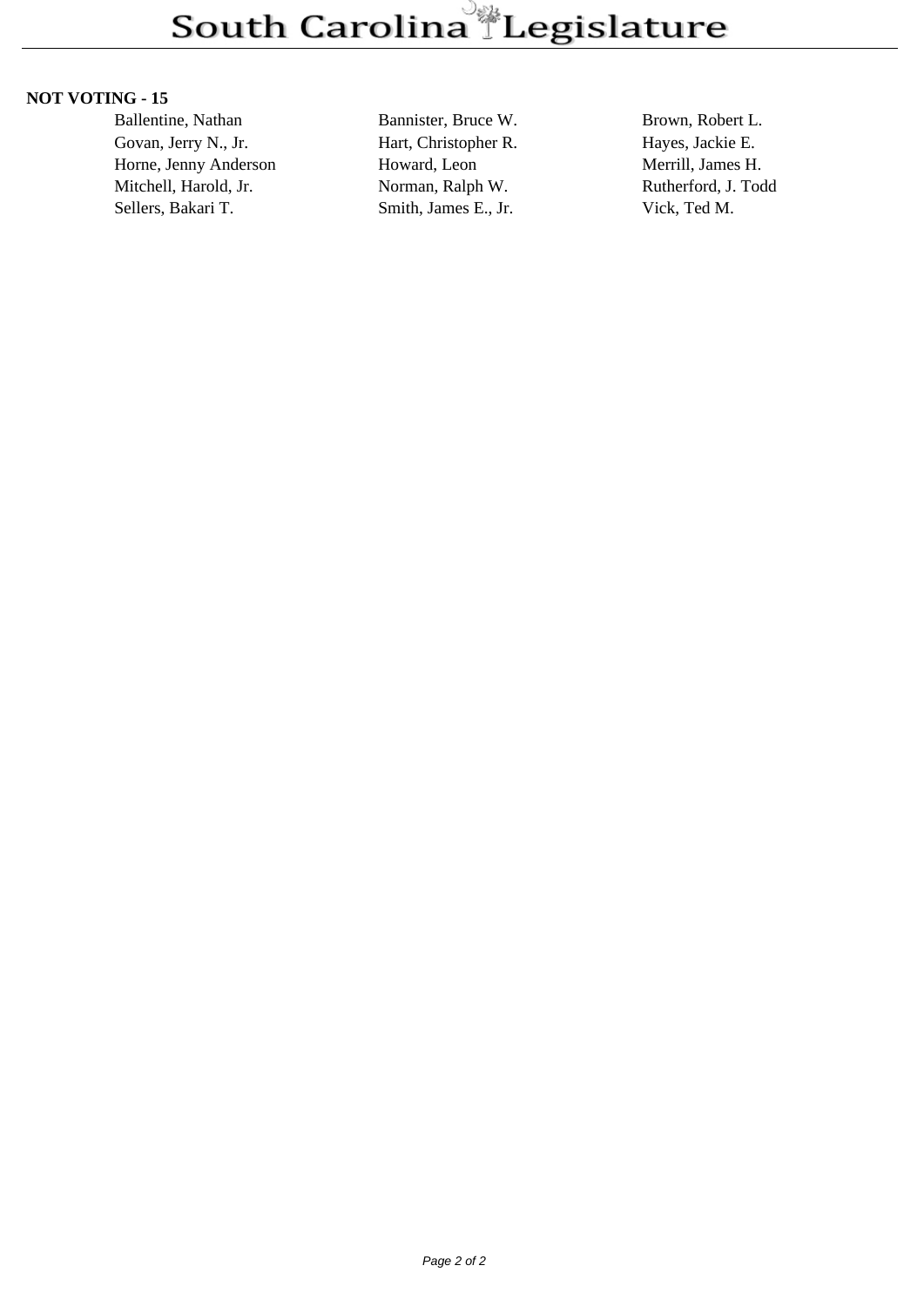**NOT VOTING - 15**

| | | |
|---|---|---|
| Ballentine, Nathan | Bannister, Bruce W. | Brown, Robert L. |
| Govan, Jerry N., Jr. | Hart, Christopher R. | Hayes, Jackie E. |
| Horne, Jenny Anderson | Howard, Leon | Merrill, James H. |
| Mitchell, Harold, Jr. | Norman, Ralph W. | Rutherford, J. Todd |
| Sellers, Bakari T. | Smith, James E., Jr. | Vick, Ted M. |